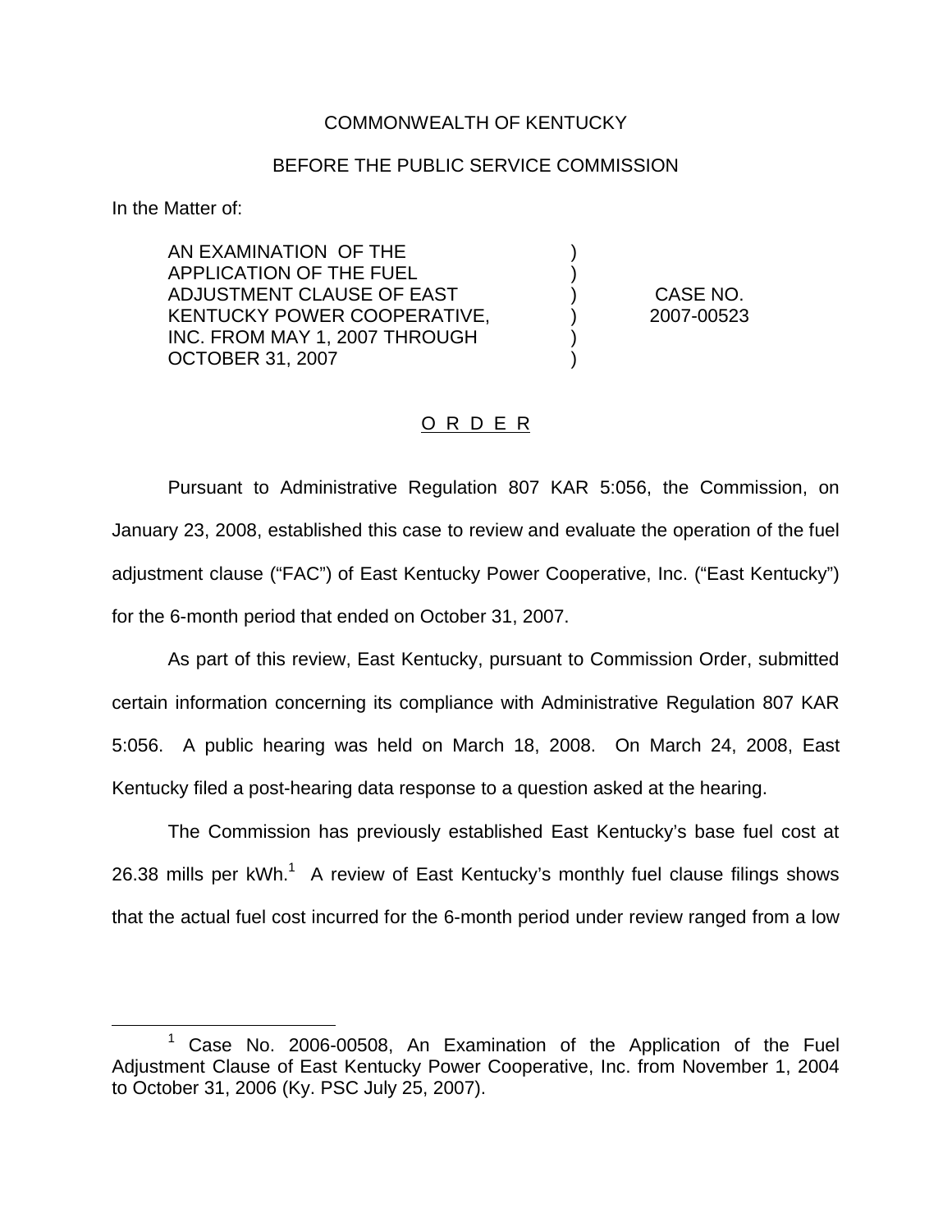COMMONWEALTH OF KENTUCKY

BEFORE THE PUBLIC SERVICE COMMISSION

In the Matter of:

| | | |
|---|---|---|
| AN EXAMINATION OF THE APPLICATION OF THE FUEL ADJUSTMENT CLAUSE OF EAST KENTUCKY POWER COOPERATIVE, INC. FROM MAY 1, 2007 THROUGH OCTOBER 31, 2007 | ) ) ) ) ) ) | CASE NO. 2007-00523 |

O R D E R

Pursuant to Administrative Regulation 807 KAR 5:056, the Commission, on January 23, 2008, established this case to review and evaluate the operation of the fuel adjustment clause ("FAC") of East Kentucky Power Cooperative, Inc. ("East Kentucky") for the 6-month period that ended on October 31, 2007.

As part of this review, East Kentucky, pursuant to Commission Order, submitted certain information concerning its compliance with Administrative Regulation 807 KAR 5:056. A public hearing was held on March 18, 2008. On March 24, 2008, East Kentucky filed a post-hearing data response to a question asked at the hearing.

The Commission has previously established East Kentucky's base fuel cost at 26.38 mills per kWh.[1] A review of East Kentucky's monthly fuel clause filings shows that the actual fuel cost incurred for the 6-month period under review ranged from a low

[1] Case No. 2006-00508, An Examination of the Application of the Fuel Adjustment Clause of East Kentucky Power Cooperative, Inc. from November 1, 2004 to October 31, 2006 (Ky. PSC July 25, 2007).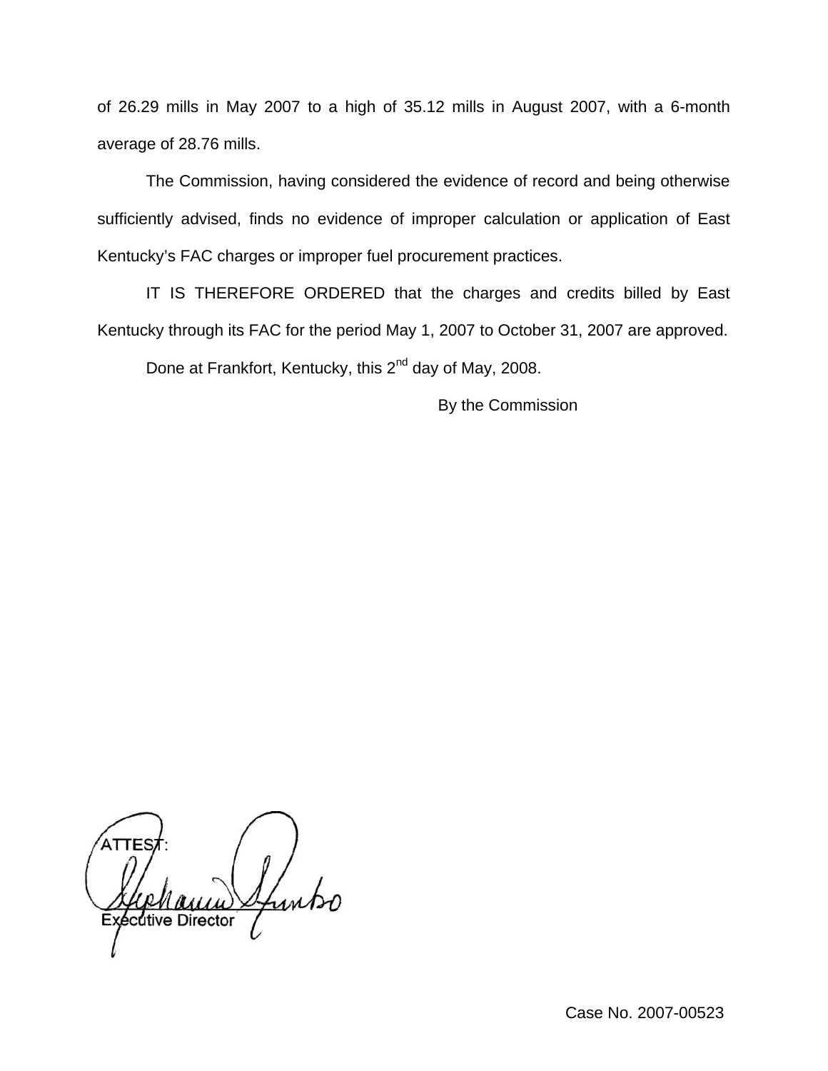of 26.29 mills in May 2007 to a high of 35.12 mills in August 2007, with a 6-month average of 28.76 mills.

The Commission, having considered the evidence of record and being otherwise sufficiently advised, finds no evidence of improper calculation or application of East Kentucky's FAC charges or improper fuel procurement practices.

IT IS THEREFORE ORDERED that the charges and credits billed by East Kentucky through its FAC for the period May 1, 2007 to October 31, 2007 are approved.

Done at Frankfort, Kentucky, this 2nd day of May, 2008.

By the Commission

ATTEST:

Executive Director

Case No. 2007-00523